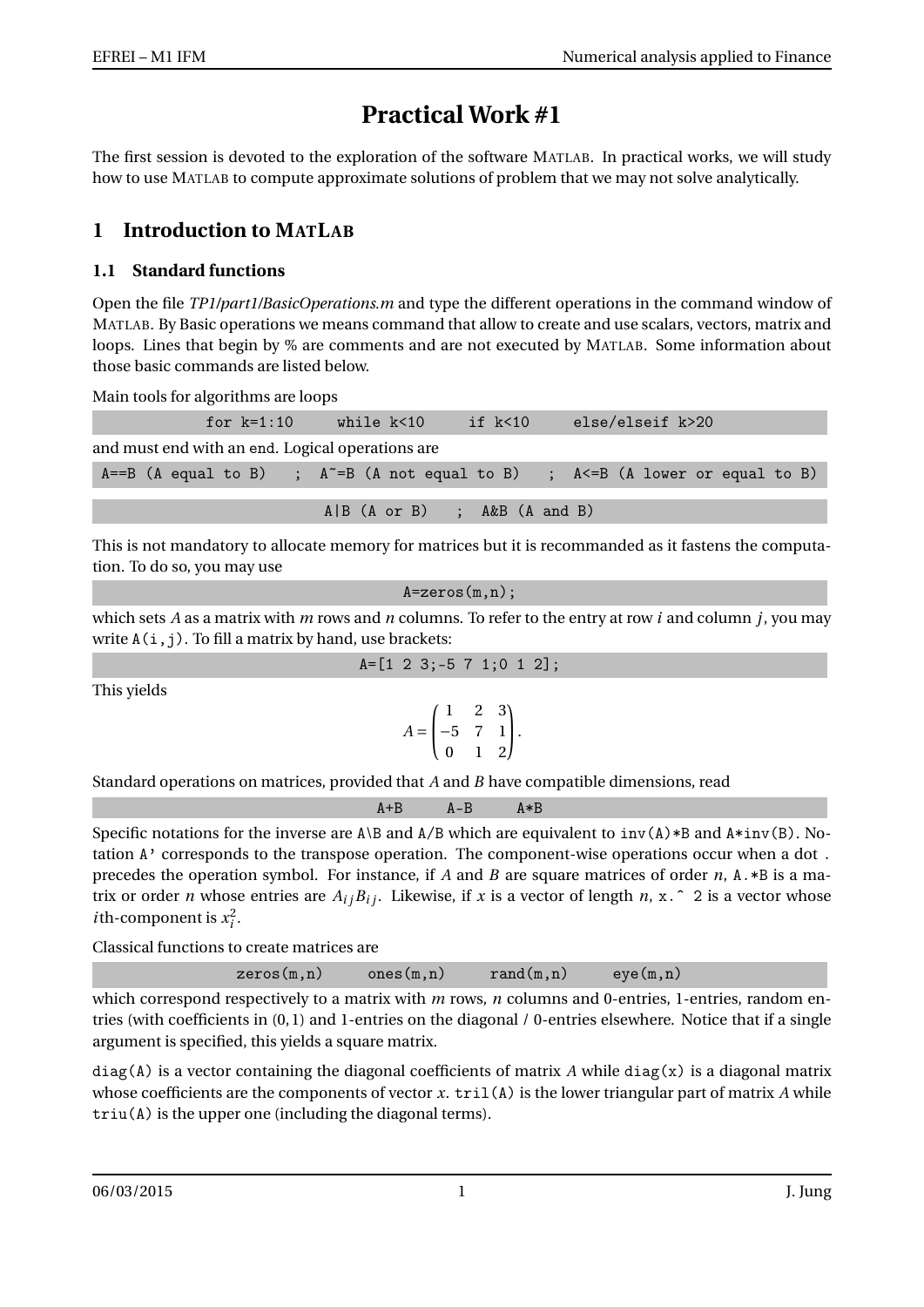# Practical Work #1

The first session is devoted to the exploration of the software MATLAB. In practical works, we will study how to use MATLAB to compute approximate solutions of problem that we may not solve analytically.

## 1 Introduction to MATLAB

### 1.1 Standard functions

Open the file *TP1/part1/BasicOperations.m* and type the different operations in the command window of MATLAB. By Basic operations we means command that allow to create and use scalars, vectors, matrix and loops. Lines that begin by % are comments and are not executed by MATLAB. Some information about those basic commands are listed below.

Main tools for algorithms are loops

```
for k=1:10     while k<10     if k<10     else/elseif k>20
```

and must end with an `end`. Logical operations are

```
A==B (A equal to B)   ;  A~=B (A not equal to B)   ;  A<=B (A lower or equal to B)

A|B (A or B)   ;  A&B (A and B)
```

This is not mandatory to allocate memory for matrices but it is recommanded as it fastens the computation. To do so, you may use

```
A=zeros(m,n);
```

which sets $A$ as a matrix with $m$ rows and $n$ columns. To refer to the entry at row $i$ and column $j$, you may write `A(i,j)`. To fill a matrix by hand, use brackets:

```
A=[1 2 3;-5 7 1;0 1 2];
```

This yields

$$A = \begin{pmatrix} 1 & 2 & 3 \\ -5 & 7 & 1 \\ 0 & 1 & 2 \end{pmatrix}.$$

Standard operations on matrices, provided that $A$ and $B$ have compatible dimensions, read

```
A+B     A-B     A*B
```

Specific notations for the inverse are `A\B` and `A/B` which are equivalent to `inv(A)*B` and `A*inv(B)`. Notation `A'` corresponds to the transpose operation. The component-wise operations occur when a dot `.` precedes the operation symbol. For instance, if $A$ and $B$ are square matrices of order $n$, `A.*B` is a matrix or order $n$ whose entries are $A_{ij}B_{ij}$. Likewise, if $x$ is a vector of length $n$, `x.^ 2` is a vector whose $i$th-component is $x_i^2$.

Classical functions to create matrices are

```
zeros(m,n)     ones(m,n)     rand(m,n)     eye(m,n)
```

which correspond respectively to a matrix with $m$ rows, $n$ columns and 0-entries, 1-entries, random entries (with coefficients in $(0,1)$ and 1-entries on the diagonal / 0-entries elsewhere. Notice that if a single argument is specified, this yields a square matrix.

`diag(A)` is a vector containing the diagonal coefficients of matrix $A$ while `diag(x)` is a diagonal matrix whose coefficients are the components of vector $x$. `tril(A)` is the lower triangular part of matrix $A$ while `triu(A)` is the upper one (including the diagonal terms).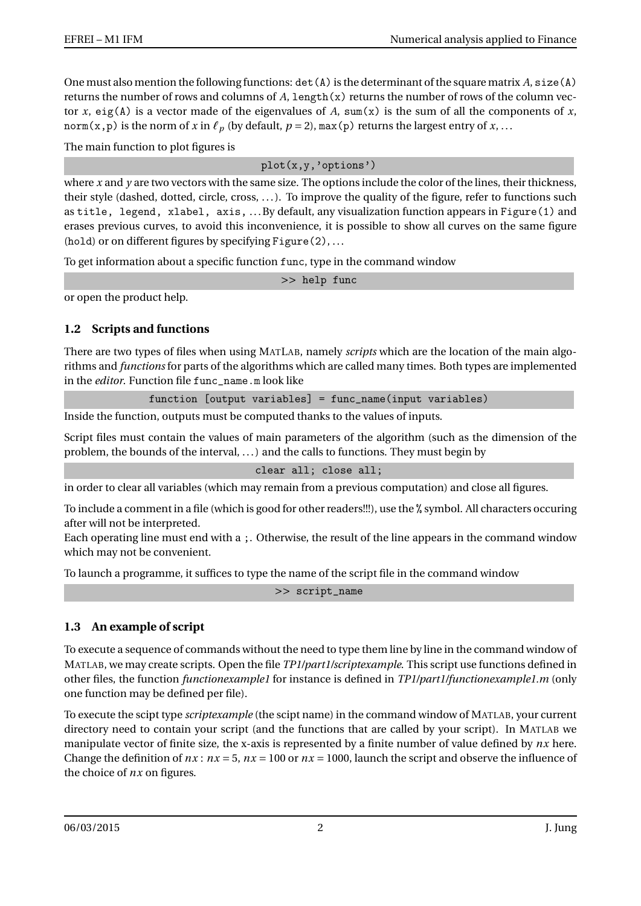One must also mention the following functions: `det(A)` is the determinant of the square matrix $A$, `size(A)` returns the number of rows and columns of $A$, `length(x)` returns the number of rows of the column vector $x$, `eig(A)` is a vector made of the eigenvalues of $A$, `sum(x)` is the sum of all the components of $x$, `norm(x,p)` is the norm of $x$ in $\ell_p$ (by default, $p = 2$), `max(p)` returns the largest entry of $x$, ...

The main function to plot figures is

```
plot(x,y,'options')
```

where $x$ and $y$ are two vectors with the same size. The options include the color of the lines, their thickness, their style (dashed, dotted, circle, cross, ...). To improve the quality of the figure, refer to functions such as `title, legend, xlabel, axis,` ... By default, any visualization function appears in `Figure(1)` and erases previous curves, to avoid this inconvenience, it is possible to show all curves on the same figure (`hold`) or on different figures by specifying `Figure(2)`, ...

To get information about a specific function `func`, type in the command window

```
>> help func
```

or open the product help.

## 1.2 Scripts and functions

There are two types of files when using MATLAB, namely *scripts* which are the location of the main algorithms and *functions* for parts of the algorithms which are called many times. Both types are implemented in the *editor*. Function file `func_name.m` look like

```
function [output variables] = func_name(input variables)
```

Inside the function, outputs must be computed thanks to the values of inputs.

Script files must contain the values of main parameters of the algorithm (such as the dimension of the problem, the bounds of the interval, ...) and the calls to functions. They must begin by

```
clear all; close all;
```

in order to clear all variables (which may remain from a previous computation) and close all figures.

To include a comment in a file (which is good for other readers!!!), use the `%` symbol. All characters occuring after will not be interpreted.
Each operating line must end with a `;`. Otherwise, the result of the line appears in the command window which may not be convenient.

To launch a programme, it suffices to type the name of the script file in the command window

```
>> script_name
```

## 1.3 An example of script

To execute a sequence of commands without the need to type them line by line in the command window of MATLAB, we may create scripts. Open the file *TP1/part1/scriptexample*. This script use functions defined in other files, the function *functionexample1* for instance is defined in *TP1/part1/functionexample1.m* (only one function may be defined per file).

To execute the scipt type *scriptexample* (the scipt name) in the command window of MATLAB, your current directory need to contain your script (and the functions that are called by your script). In MATLAB we manipulate vector of finite size, the x-axis is represented by a finite number of value defined by $nx$ here. Change the definition of $nx$ : $nx = 5$, $nx = 100$ or $nx = 1000$, launch the script and observe the influence of the choice of $nx$ on figures.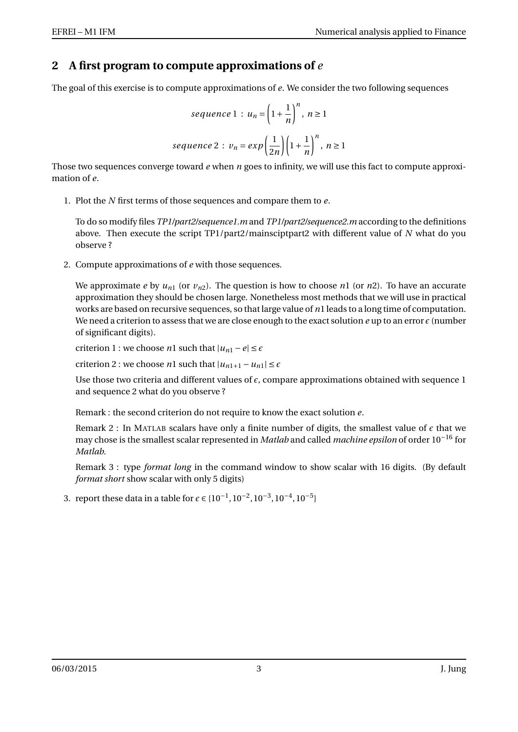## 2 A first program to compute approximations of $e$

The goal of this exercise is to compute approximations of $e$. We consider the two following sequences

$$sequence\,1 : u_n = \left(1 + \frac{1}{n}\right)^n, \; n \geq 1$$

$$sequence\,2 : v_n = exp\left(\frac{1}{2n}\right)\left(1 + \frac{1}{n}\right)^n, \; n \geq 1$$

Those two sequences converge toward $e$ when $n$ goes to infinity, we will use this fact to compute approximation of $e$.

1. Plot the $N$ first terms of those sequences and compare them to $e$.

   To do so modify files *TP1/part2/sequence1.m* and *TP1/part2/sequence2.m* according to the definitions above. Then execute the script TP1/part2/mainsciptpart2 with different value of $N$ what do you observe ?

2. Compute approximations of $e$ with those sequences.

   We approximate $e$ by $u_{n1}$ (or $v_{n2}$). The question is how to choose $n1$ (or $n2$). To have an accurate approximation they should be chosen large. Nonetheless most methods that we will use in practical works are based on recursive sequences, so that large value of $n1$ leads to a long time of computation. We need a criterion to assess that we are close enough to the exact solution $e$ up to an error $\epsilon$ (number of significant digits).

   criterion 1 : we choose $n1$ such that $|u_{n1} - e| \leq \epsilon$

   criterion 2 : we choose $n1$ such that $|u_{n1+1} - u_{n1}| \leq \epsilon$

   Use those two criteria and different values of $\epsilon$, compare approximations obtained with sequence 1 and sequence 2 what do you observe ?

   Remark : the second criterion do not require to know the exact solution $e$.

   Remark 2 : In MATLAB scalars have only a finite number of digits, the smallest value of $\epsilon$ that we may chose is the smallest scalar represented in *Matlab* and called *machine epsilon* of order $10^{-16}$ for *Matlab*.

   Remark 3 : type *format long* in the command window to show scalar with 16 digits. (By default *format short* show scalar with only 5 digits)

3. report these data in a table for $\epsilon \in \{10^{-1}, 10^{-2}, 10^{-3}, 10^{-4}, 10^{-5}\}$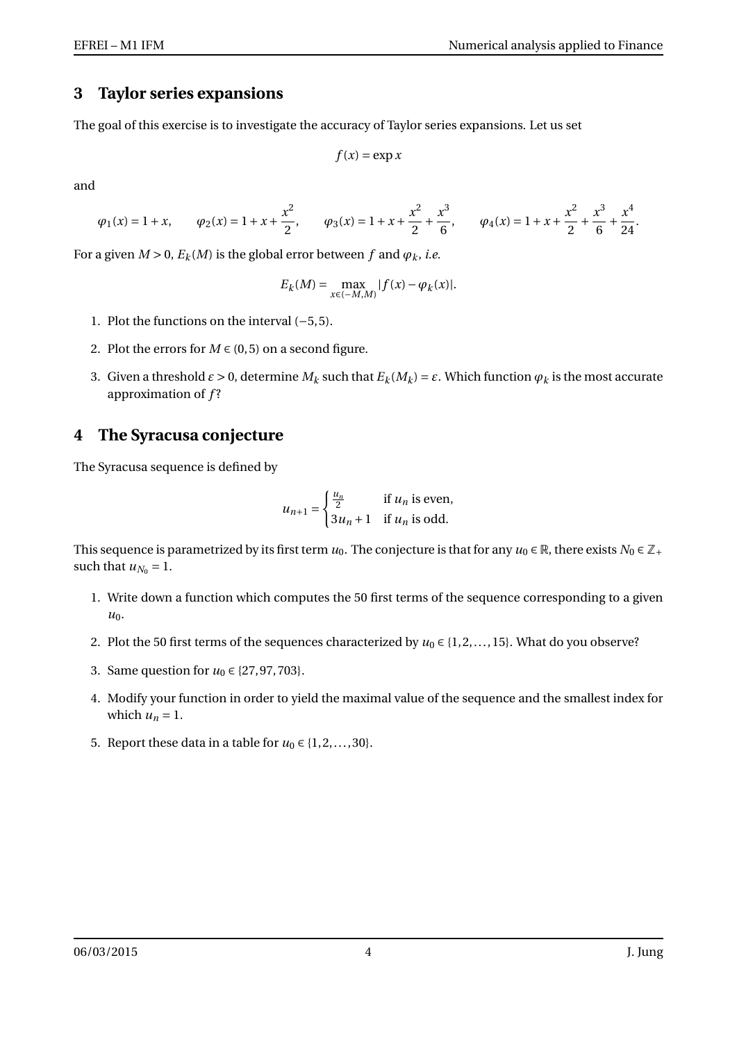## 3 Taylor series expansions

The goal of this exercise is to investigate the accuracy of Taylor series expansions. Let us set

$$f(x) = \exp x$$

and

$$\varphi_1(x) = 1 + x, \qquad \varphi_2(x) = 1 + x + \frac{x^2}{2}, \qquad \varphi_3(x) = 1 + x + \frac{x^2}{2} + \frac{x^3}{6}, \qquad \varphi_4(x) = 1 + x + \frac{x^2}{2} + \frac{x^3}{6} + \frac{x^4}{24}.$$

For a given $M > 0$, $E_k(M)$ is the global error between $f$ and $\varphi_k$, *i.e.*

$$E_k(M) = \max_{x \in (-M,M)} |f(x) - \varphi_k(x)|.$$

1. Plot the functions on the interval $(-5, 5)$.
2. Plot the errors for $M \in (0, 5)$ on a second figure.
3. Given a threshold $\varepsilon > 0$, determine $M_k$ such that $E_k(M_k) = \varepsilon$. Which function $\varphi_k$ is the most accurate approximation of $f$?

## 4 The Syracusa conjecture

The Syracusa sequence is defined by

$$u_{n+1} = \begin{cases} \frac{u_n}{2} & \text{if } u_n \text{ is even,} \\ 3u_n + 1 & \text{if } u_n \text{ is odd.} \end{cases}$$

This sequence is parametrized by its first term $u_0$. The conjecture is that for any $u_0 \in \mathbb{R}$, there exists $N_0 \in \mathbb{Z}_+$ such that $u_{N_0} = 1$.

1. Write down a function which computes the 50 first terms of the sequence corresponding to a given $u_0$.
2. Plot the 50 first terms of the sequences characterized by $u_0 \in \{1, 2, \ldots, 15\}$. What do you observe?
3. Same question for $u_0 \in \{27, 97, 703\}$.
4. Modify your function in order to yield the maximal value of the sequence and the smallest index for which $u_n = 1$.
5. Report these data in a table for $u_0 \in \{1, 2, \ldots, 30\}$.